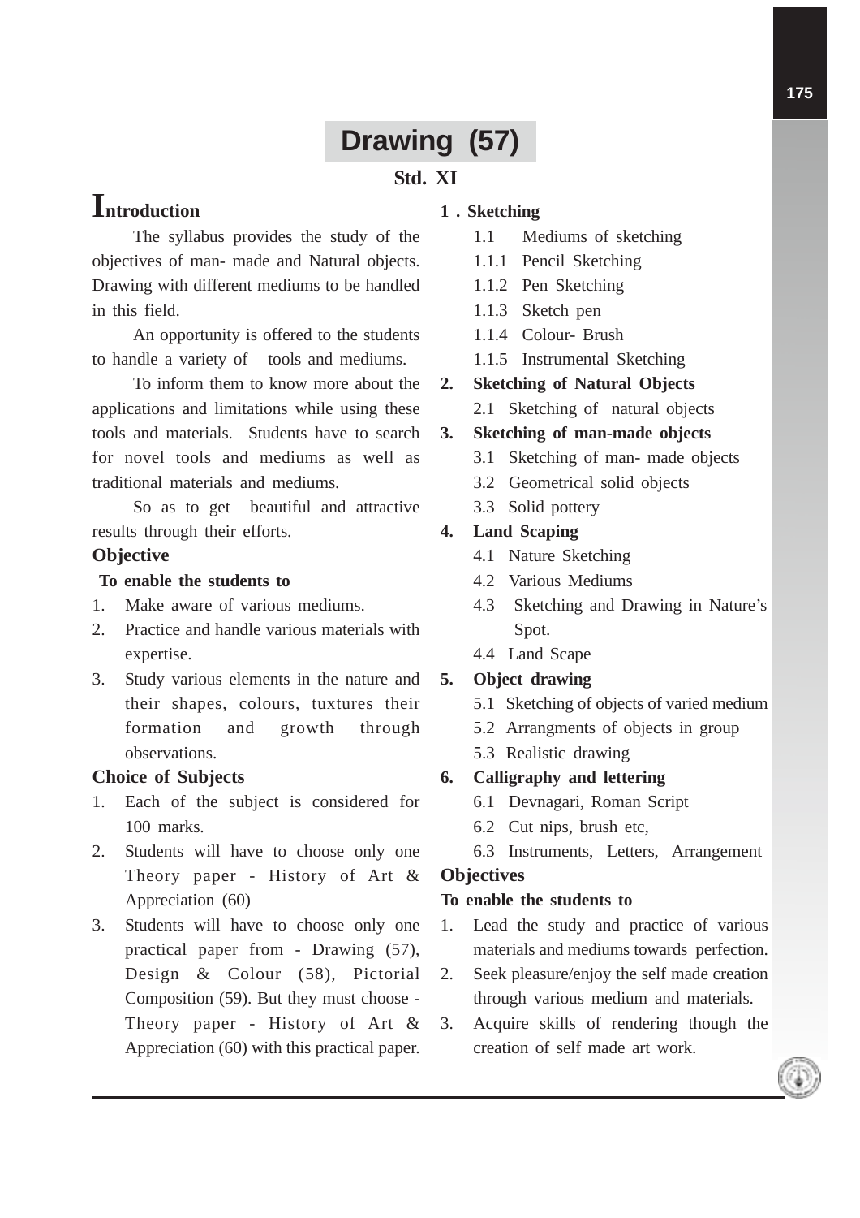# Drawing (57)

## Std. XI

## Introduction

The syllabus provides the study of the objectives of man- made and Natural objects. Drawing with different mediums to be handled in this field.

An opportunity is offered to the students to handle a variety of tools and mediums.

To inform them to know more about the applications and limitations while using these tools and materials. Students have to search for novel tools and mediums as well as traditional materials and mediums.

So as to get beautiful and attractive results through their efforts.

### Objective

**To enable the students to**

1. Make aware of various mediums.
2. Practice and handle various materials with expertise.
3. Study various elements in the nature and their shapes, colours, tuxtures their formation and growth through observations.

### Choice of Subjects

1. Each of the subject is considered for 100 marks.
2. Students will have to choose only one Theory paper - History of Art & Appreciation (60)
3. Students will have to choose only one practical paper from - Drawing (57), Design & Colour (58), Pictorial Composition (59). But they must choose - Theory paper - History of Art & Appreciation (60) with this practical paper.

**1 . Sketching**

- 1.1 Mediums of sketching
- 1.1.1 Pencil Sketching
- 1.1.2 Pen Sketching
- 1.1.3 Sketch pen
- 1.1.4 Colour- Brush
- 1.1.5 Instrumental Sketching

**2. Sketching of Natural Objects**

- 2.1 Sketching of natural objects

**3. Sketching of man-made objects**

- 3.1 Sketching of man- made objects
- 3.2 Geometrical solid objects
- 3.3 Solid pottery

**4. Land Scaping**

- 4.1 Nature Sketching
- 4.2 Various Mediums
- 4.3 Sketching and Drawing in Nature's Spot.
- 4.4 Land Scape

**5. Object drawing**

- 5.1 Sketching of objects of varied medium
- 5.2 Arrangments of objects in group
- 5.3 Realistic drawing

**6. Calligraphy and lettering**

- 6.1 Devnagari, Roman Script
- 6.2 Cut nips, brush etc,
- 6.3 Instruments, Letters, Arrangement

### Objectives

**To enable the students to**

1. Lead the study and practice of various materials and mediums towards perfection.
2. Seek pleasure/enjoy the self made creation through various medium and materials.
3. Acquire skills of rendering though the creation of self made art work.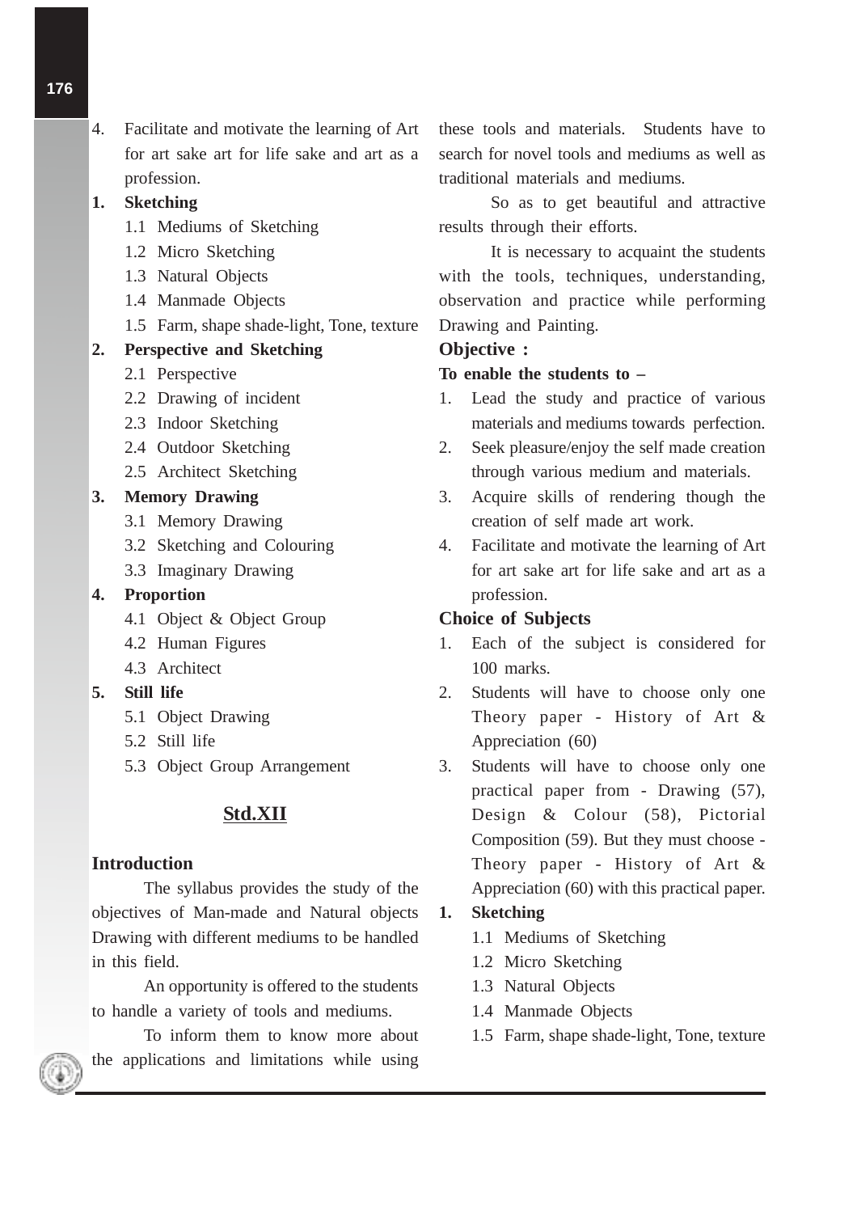4. Facilitate and motivate the learning of Art for art sake art for life sake and art as a profession.

**1. Sketching**

1.1 Mediums of Sketching
1.2 Micro Sketching
1.3 Natural Objects
1.4 Manmade Objects
1.5 Farm, shape shade-light, Tone, texture

**2. Perspective and Sketching**

2.1 Perspective
2.2 Drawing of incident
2.3 Indoor Sketching
2.4 Outdoor Sketching
2.5 Architect Sketching

**3. Memory Drawing**

3.1 Memory Drawing
3.2 Sketching and Colouring
3.3 Imaginary Drawing

**4. Proportion**

4.1 Object & Object Group
4.2 Human Figures
4.3 Architect

**5. Still life**

5.1 Object Drawing
5.2 Still life
5.3 Object Group Arrangement

## Std.XII

### Introduction

The syllabus provides the study of the objectives of Man-made and Natural objects Drawing with different mediums to be handled in this field.

An opportunity is offered to the students to handle a variety of tools and mediums.

To inform them to know more about the applications and limitations while using these tools and materials. Students have to search for novel tools and mediums as well as traditional materials and mediums.

So as to get beautiful and attractive results through their efforts.

It is necessary to acquaint the students with the tools, techniques, understanding, observation and practice while performing Drawing and Painting.

### Objective :

**To enable the students to –**

1. Lead the study and practice of various materials and mediums towards perfection.
2. Seek pleasure/enjoy the self made creation through various medium and materials.
3. Acquire skills of rendering though the creation of self made art work.
4. Facilitate and motivate the learning of Art for art sake art for life sake and art as a profession.

### Choice of Subjects

1. Each of the subject is considered for 100 marks.
2. Students will have to choose only one Theory paper - History of Art & Appreciation (60)
3. Students will have to choose only one practical paper from - Drawing (57), Design & Colour (58), Pictorial Composition (59). But they must choose - Theory paper - History of Art & Appreciation (60) with this practical paper.

**1. Sketching**

1.1 Mediums of Sketching
1.2 Micro Sketching
1.3 Natural Objects
1.4 Manmade Objects
1.5 Farm, shape shade-light, Tone, texture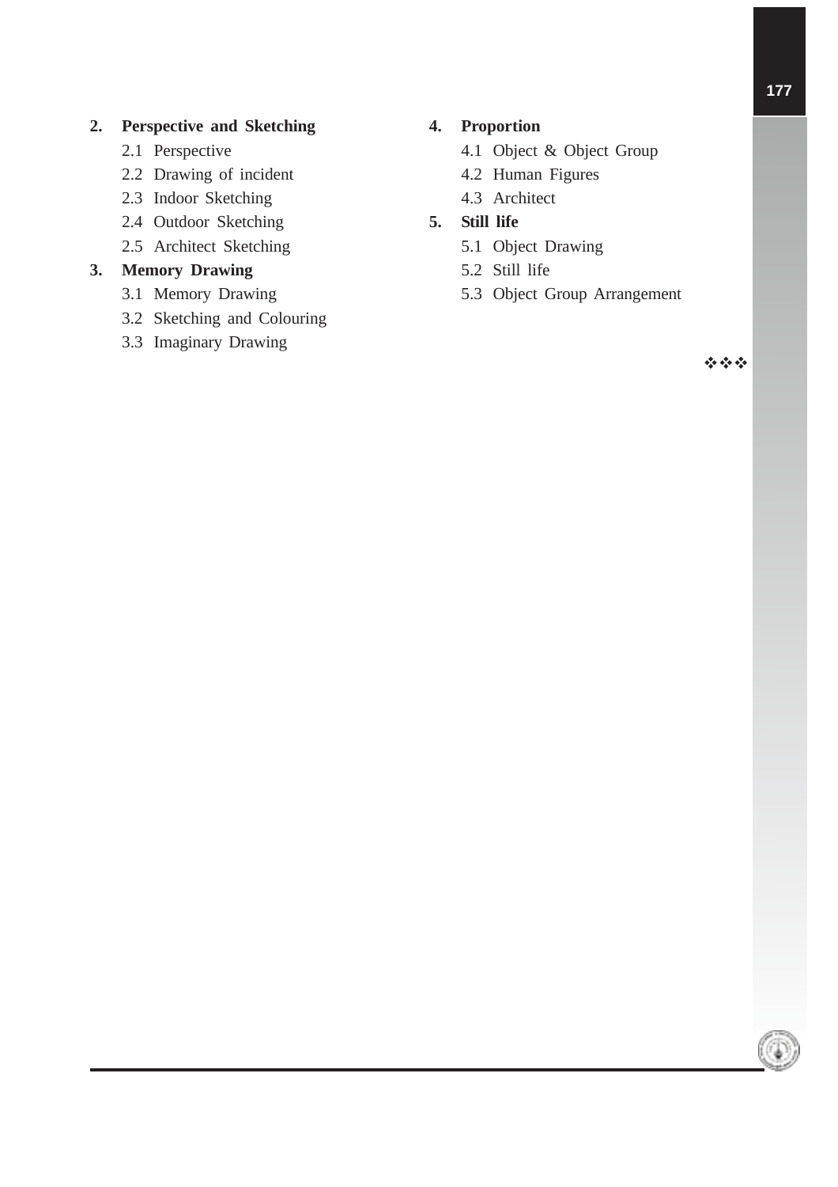**2. Perspective and Sketching**

2.1 Perspective

2.2 Drawing of incident

2.3 Indoor Sketching

2.4 Outdoor Sketching

2.5 Architect Sketching

**3. Memory Drawing**

3.1 Memory Drawing

3.2 Sketching and Colouring

3.3 Imaginary Drawing

**4. Proportion**

4.1 Object & Object Group

4.2 Human Figures

4.3 Architect

**5. Still life**

5.1 Object Drawing

5.2 Still life

5.3 Object Group Arrangement

❖❖❖